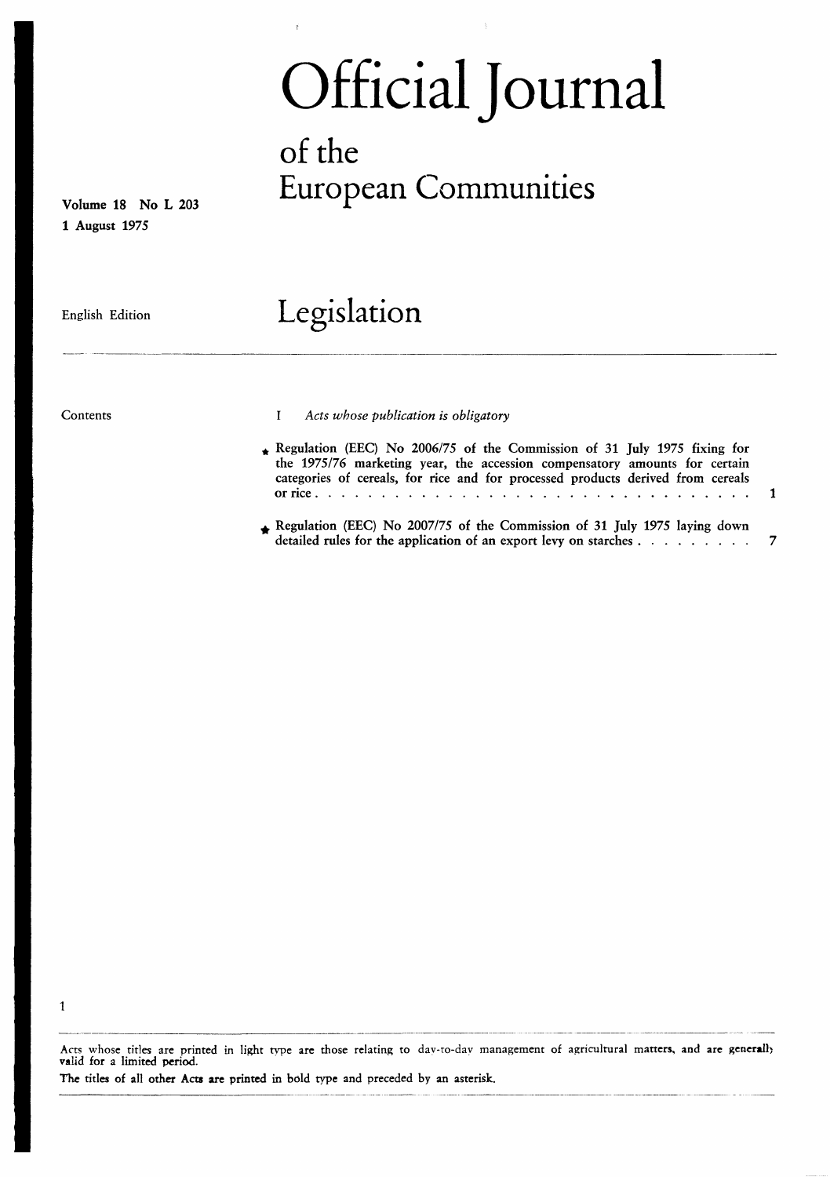# Official Journal of the European Communities

Volume 18 No L 203

1 August 1975

English Edition

# Legislation

Contents

I *Acts whose publication is obligatory*

★ Regulation (EEC) No 2006/75 of the Commission of 31 July 1975 fixing for the 1975/76 marketing year, the accession compensatory amounts for certain categories of cereals, for rice and for processed products derived from cereals or rice . . . . . . . . . . . . . . . . . . . . . . . . . . . . . . . . . 1

★ Regulation (EEC) No 2007/75 of the Commission of 31 July 1975 laying down detailed rules for the application of an export levy on starches . . . . . . . . . 7

Acts whose titles are printed in light type are those relating to day-to-day management of agricultural matters, and are generally valid for a limited period.

The titles of all other Acts are printed in bold type and preceded by an asterisk.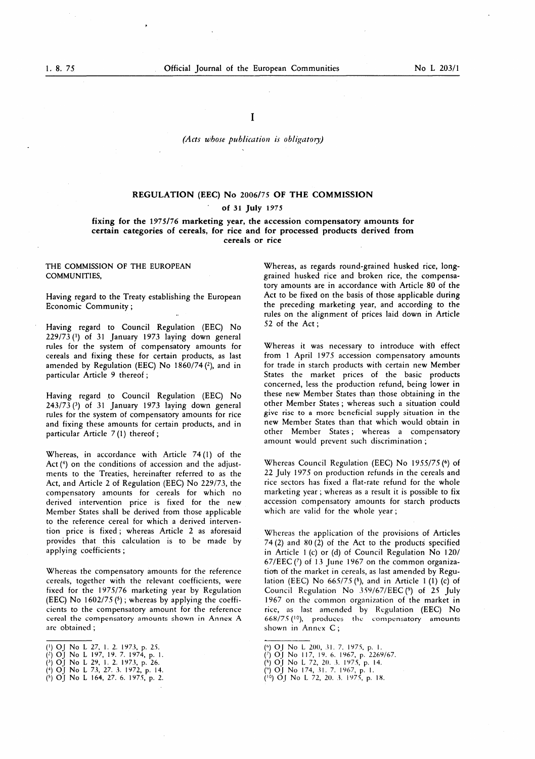I

*(Acts whose publication is obligatory)*

## REGULATION (EEC) No 2006/75 OF THE COMMISSION

### of 31 July 1975

### fixing for the 1975/76 marketing year, the accession compensatory amounts for certain categories of cereals, for rice and for processed products derived from cereals or rice

THE COMMISSION OF THE EUROPEAN COMMUNITIES,

Having regard to the Treaty establishing the European Economic Community;

Having regard to Council Regulation (EEC) No 229/73 [1] of 31 January 1973 laying down general rules for the system of compensatory amounts for cereals and fixing these for certain products, as last amended by Regulation (EEC) No 1860/74 [2], and in particular Article 9 thereof;

Having regard to Council Regulation (EEC) No 243/73 [3] of 31 January 1973 laying down general rules for the system of compensatory amounts for rice and fixing these amounts for certain products, and in particular Article 7 (1) thereof;

Whereas, in accordance with Article 74 (1) of the Act [4] on the conditions of accession and the adjustments to the Treaties, hereinafter referred to as the Act, and Article 2 of Regulation (EEC) No 229/73, the compensatory amounts for cereals for which no derived intervention price is fixed for the new Member States shall be derived from those applicable to the reference cereal for which a derived intervention price is fixed; whereas Article 2 as aforesaid provides that this calculation is to be made by applying coefficients;

Whereas the compensatory amounts for the reference cereals, together with the relevant coefficients, were fixed for the 1975/76 marketing year by Regulation (EEC) No 1602/75 [5]; whereas by applying the coefficients to the compensatory amount for the reference cereal the compensatory amounts shown in Annex A are obtained;

Whereas, as regards round-grained husked rice, long-grained husked rice and broken rice, the compensatory amounts are in accordance with Article 80 of the Act to be fixed on the basis of those applicable during the preceding marketing year, and according to the rules on the alignment of prices laid down in Article 52 of the Act;

Whereas it was necessary to introduce with effect from 1 April 1975 accession compensatory amounts for trade in starch products with certain new Member States the market prices of the basic products concerned, less the production refund, being lower in these new Member States than those obtaining in the other Member States; whereas such a situation could give rise to a more beneficial supply situation in the new Member States than that which would obtain in other Member States; whereas a compensatory amount would prevent such discrimination;

Whereas Council Regulation (EEC) No 1955/75 [6] of 22 July 1975 on production refunds in the cereals and rice sectors has fixed a flat-rate refund for the whole marketing year; whereas as a result it is possible to fix accession compensatory amounts for starch products which are valid for the whole year;

Whereas the application of the provisions of Articles 74 (2) and 80 (2) of the Act to the products specified in Article 1 (c) or (d) of Council Regulation No 120/67/EEC [7] of 13 June 1967 on the common organization of the market in cereals, as last amended by Regulation (EEC) No 665/75 [8], and in Article 1 (1) (c) of Council Regulation No 359/67/EEC [9] of 25 July 1967 on the common organization of the market in rice, as last amended by Regulation (EEC) No 668/75 [10], produces the compensatory amounts shown in Annex C;

---

[1] OJ No L 27, 1. 2. 1973, p. 25.
[2] OJ No L 197, 19. 7. 1974, p. 1.
[3] OJ No L 29, 1. 2. 1973, p. 26.
[4] OJ No L 73, 27. 3. 1972, p. 14.
[5] OJ No L 164, 27. 6. 1975, p. 2.
[6] OJ No L 200, 31. 7. 1975, p. 1.
[7] OJ No 117, 19. 6. 1967, p. 2269/67.
[8] OJ No L 72, 20. 3. 1975, p. 14.
[9] OJ No 174, 31. 7. 1967, p. 1.
[10] OJ No L 72, 20. 3. 1975, p. 18.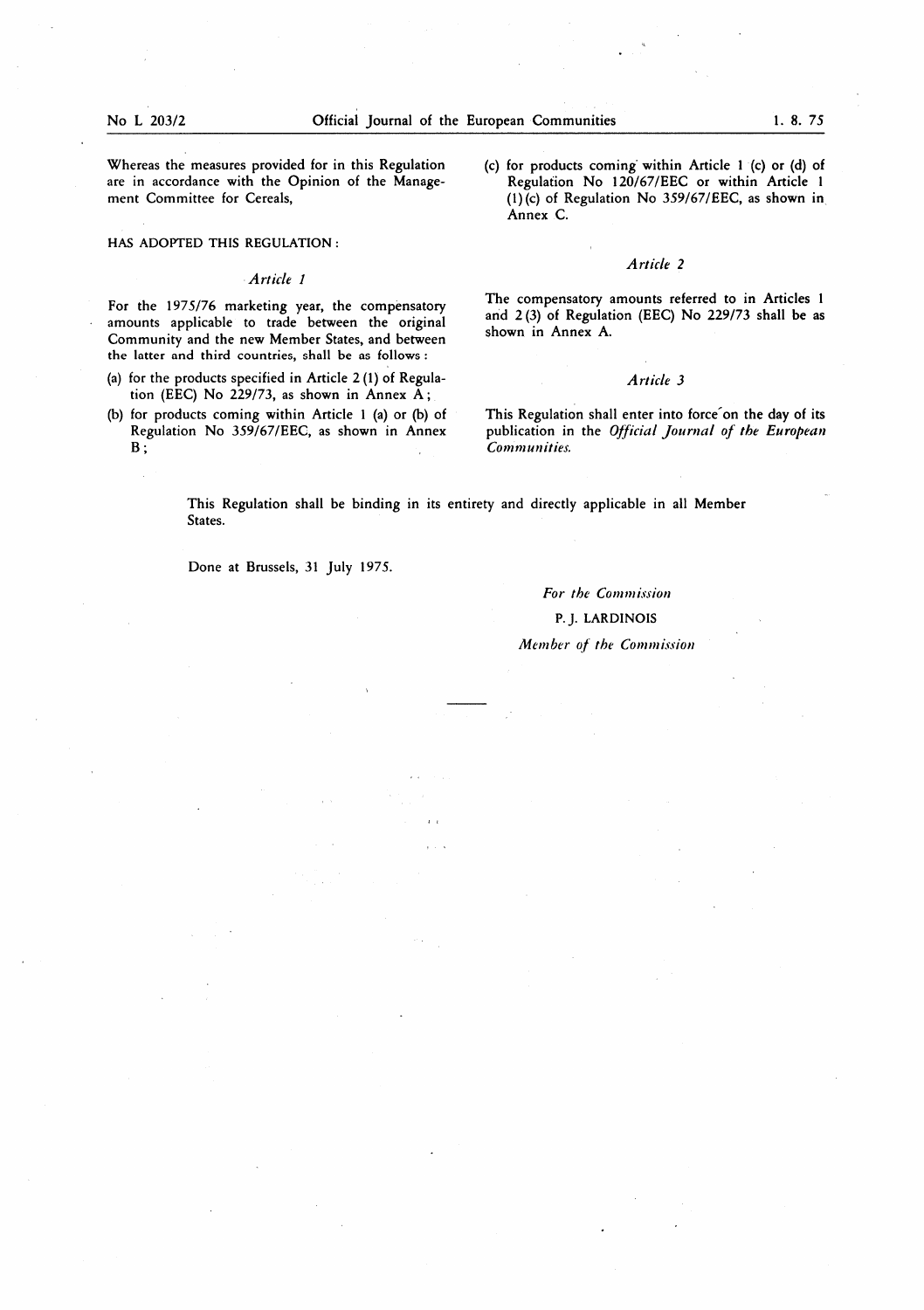Whereas the measures provided for in this Regulation are in accordance with the Opinion of the Management Committee for Cereals,

HAS ADOPTED THIS REGULATION:

*Article 1*

For the 1975/76 marketing year, the compensatory amounts applicable to trade between the original Community and the new Member States, and between the latter and third countries, shall be as follows:

(a) for the products specified in Article 2 (1) of Regulation (EEC) No 229/73, as shown in Annex A;

(b) for products coming within Article 1 (a) or (b) of Regulation No 359/67/EEC, as shown in Annex B;

(c) for products coming within Article 1 (c) or (d) of Regulation No 120/67/EEC or within Article 1 (1) (c) of Regulation No 359/67/EEC, as shown in Annex C.

*Article 2*

The compensatory amounts referred to in Articles 1 and 2 (3) of Regulation (EEC) No 229/73 shall be as shown in Annex A.

*Article 3*

This Regulation shall enter into force on the day of its publication in the *Official Journal of the European Communities.*

This Regulation shall be binding in its entirety and directly applicable in all Member States.

Done at Brussels, 31 July 1975.

*For the Commission*

P. J. LARDINOIS

*Member of the Commission*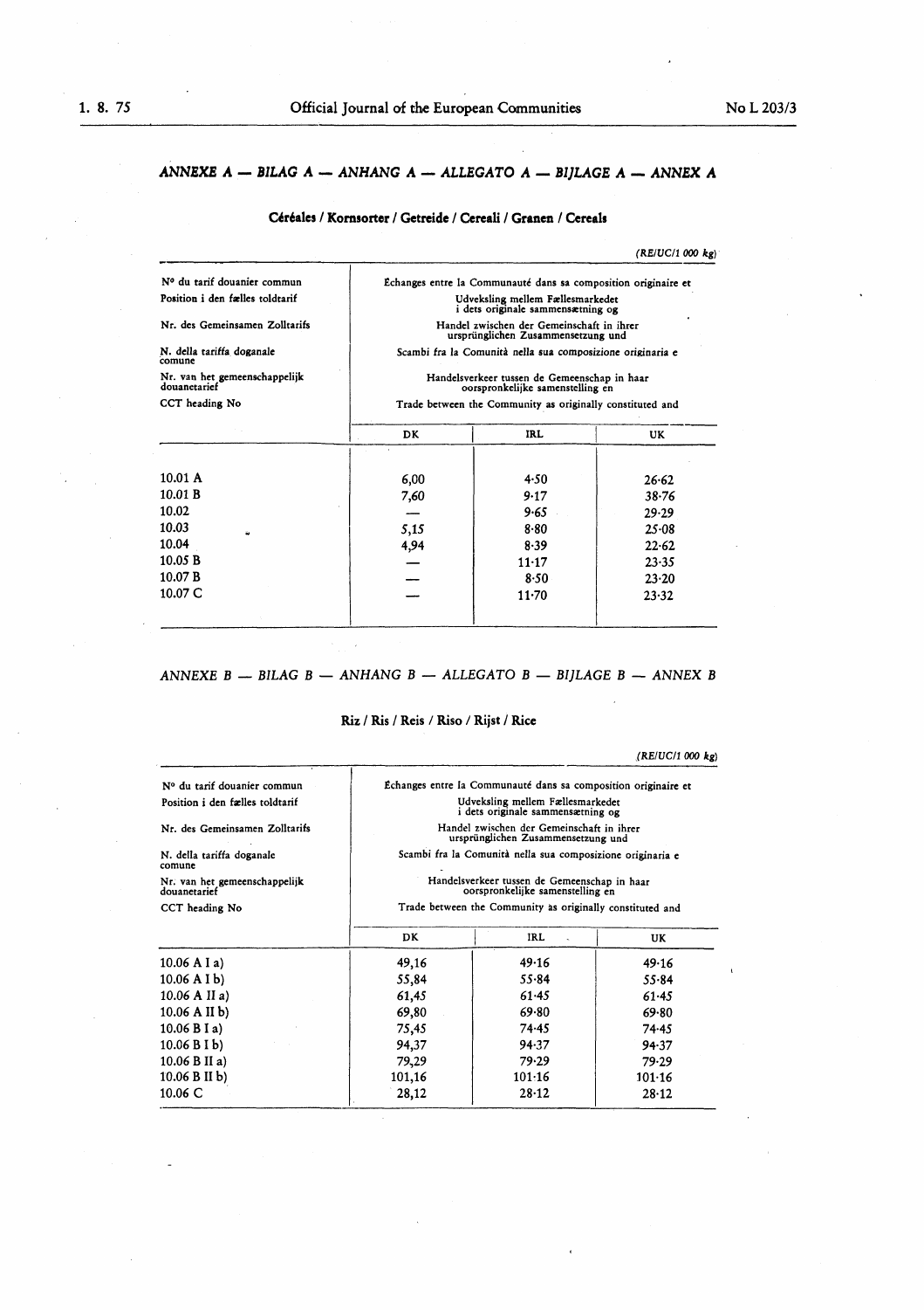## *ANNEXE A — BILAG A — ANHANG A — ALLEGATO A — BIJLAGE A — ANNEX A*

### Céréales / Kornsorter / Getreide / Cereali / Granen / Cereals

*(RE/UC/1 000 kg)*

| Nº du tarif douanier commun<br>Position i den fælles toldtarif<br>Nr. des Gemeinsamen Zolltarifs<br>N. della tariffa doganale comune<br>Nr. van het gemeenschappelijk douanetarief<br>CCT heading No | Échanges entre la Communauté dans sa composition originaire et<br>Udveksling mellem Fællesmarkedet i dets originale sammensætning og<br>Handel zwischen der Gemeinschaft in ihrer ursprünglichen Zusammensetzung und<br>Scambi fra la Comunità nella sua composizione originaria e<br>Handelsverkeer tussen de Gemeenschap in haar oorspronkelijke samenstelling en<br>Trade between the Community as originally constituted and | | |
|---|---|---|---|
| | DK | IRL | UK |
| 10.01 A | 6,00 | 4·50 | 26·62 |
| 10.01 B | 7,60 | 9·17 | 38·76 |
| 10.02 | — | 9·65 | 29·29 |
| 10.03 | 5,15 | 8·80 | 25·08 |
| 10.04 | 4,94 | 8·39 | 22·62 |
| 10.05 B | — | 11·17 | 23·35 |
| 10.07 B | — | 8·50 | 23·20 |
| 10.07 C | — | 11·70 | 23·32 |

## *ANNEXE B — BILAG B — ANHANG B — ALLEGATO B — BIJLAGE B — ANNEX B*

### Riz / Ris / Reis / Riso / Rijst / Rice

*(RE/UC/1 000 kg)*

| Nº du tarif douanier commun<br>Position i den fælles toldtarif<br>Nr. des Gemeinsamen Zolltarifs<br>N. della tariffa doganale comune<br>Nr. van het gemeenschappelijk douanetarief<br>CCT heading No | Échanges entre la Communauté dans sa composition originaire et<br>Udveksling mellem Fællesmarkedet i dets originale sammensætning og<br>Handel zwischen der Gemeinschaft in ihrer ursprünglichen Zusammensetzung und<br>Scambi fra la Comunità nella sua composizione originaria e<br>Handelsverkeer tussen de Gemeenschap in haar oorspronkelijke samenstelling en<br>Trade between the Community as originally constituted and | | |
|---|---|---|---|
| | DK | IRL | UK |
| 10.06 A I a) | 49,16 | 49·16 | 49·16 |
| 10.06 A I b) | 55,84 | 55·84 | 55·84 |
| 10.06 A II a) | 61,45 | 61·45 | 61·45 |
| 10.06 A II b) | 69,80 | 69·80 | 69·80 |
| 10.06 B I a) | 75,45 | 74·45 | 74·45 |
| 10.06 B I b) | 94,37 | 94·37 | 94·37 |
| 10.06 B II a) | 79,29 | 79·29 | 79·29 |
| 10.06 B II b) | 101,16 | 101·16 | 101·16 |
| 10.06 C | 28,12 | 28·12 | 28·12 |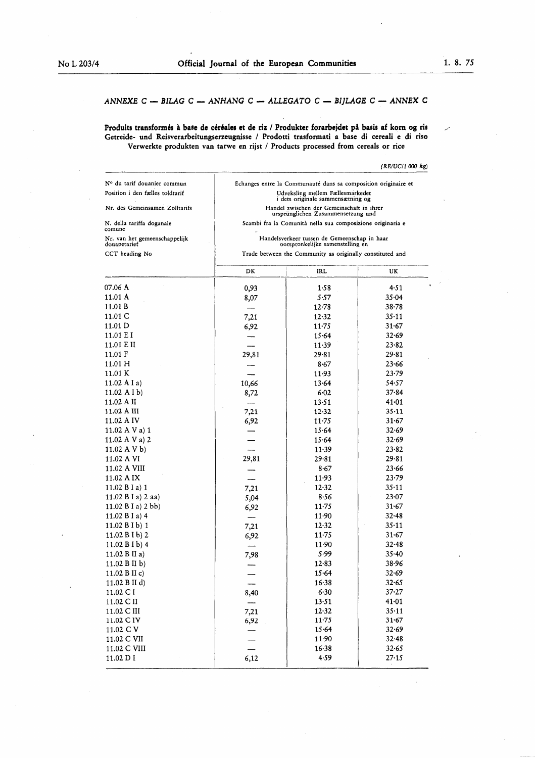## ANNEXE C — BILAG C — ANHANG C — ALLEGATO C — BIJLAGE C — ANNEX C

**Produits transformés à base de céréales et de riz / Produkter forarbejdet på basis af korn og ris**
**Getreide- und Reisverarbeitungserzeugnisse / Prodotti trasformati a base di cereali e di riso**
**Verwerkte produkten van tarwe en rijst / Products processed from cereals or rice**

*(RE/UC/1 000 kg)*

| N° du tarif douanier commun<br>Position i den fælles toldtarif<br>Nr. des Gemeinsamen Zolltarifs<br>N. della tariffa doganale comune<br>Nr. van het gemeenschappelijk douanetarief<br>CCT heading No | Échanges entre la Communauté dans sa composition originaire et<br>Udveksling mellem Fællesmarkedet i dets originale sammensætning og<br>Handel zwischen der Gemeinschaft in ihrer ursprünglichen Zusammensetzung und<br>Scambi fra la Comunità nella sua composizione originaria e<br>Handelsverkeer tussen de Gemeenschap in haar oorspronkelijke samenstelling en<br>Trade between the Community as originally constituted and | | |
|---|---|---|---|
| | DK | IRL | UK |
| 07.06 A | 0,93 | 1·58 | 4·51 |
| 11.01 A | 8,07 | 5·57 | 35·04 |
| 11.01 B | — | 12·78 | 38·78 |
| 11.01 C | 7,21 | 12·32 | 35·11 |
| 11.01 D | 6,92 | 11·75 | 31·67 |
| 11.01 E I | — | 15·64 | 32·69 |
| 11.01 E II | — | 11·39 | 23·82 |
| 11.01 F | 29,81 | 29·81 | 29·81 |
| 11.01 H | — | 8·67 | 23·66 |
| 11.01 K | — | 11·93 | 23·79 |
| 11.02 A I a) | 10,66 | 13·64 | 54·57 |
| 11.02 A I b) | 8,72 | 6·02 | 37·84 |
| 11.02 A II | — | 13·51 | 41·01 |
| 11.02 A III | 7,21 | 12·32 | 35·11 |
| 11.02 A IV | 6,92 | 11·75 | 31·67 |
| 11.02 A V a) 1 | — | 15·64 | 32·69 |
| 11.02 A V a) 2 | — | 15·64 | 32·69 |
| 11.02 A V b) | — | 11·39 | 23·82 |
| 11.02 A VI | 29,81 | 29·81 | 29·81 |
| 11.02 A VIII | — | 8·67 | 23·66 |
| 11.02 A IX | — | 11·93 | 23·79 |
| 11.02 B I a) 1 | 7,21 | 12·32 | 35·11 |
| 11.02 B I a) 2 aa) | 5,04 | 8·56 | 23·07 |
| 11.02 B I a) 2 bb) | 6,92 | 11·75 | 31·67 |
| 11.02 B I a) 4 | — | 11·90 | 32·48 |
| 11.02 B I b) 1 | 7,21 | 12·32 | 35·11 |
| 11.02 B I b) 2 | 6,92 | 11·75 | 31·67 |
| 11.02 B I b) 4 | — | 11·90 | 32·48 |
| 11.02 B II a) | 7,98 | 5·99 | 35·40 |
| 11.02 B II b) | — | 12·83 | 38·96 |
| 11.02 B II c) | — | 15·64 | 32·69 |
| 11.02 B II d) | — | 16·38 | 32·65 |
| 11.02 C I | 8,40 | 6·30 | 37·27 |
| 11.02 C II | — | 13·51 | 41·01 |
| 11.02 C III | 7,21 | 12·32 | 35·11 |
| 11.02 C IV | 6,92 | 11·75 | 31·67 |
| 11.02 C V | — | 15·64 | 32·69 |
| 11.02 C VII | — | 11·90 | 32·48 |
| 11.02 C VIII | — | 16·38 | 32·65 |
| 11.02 D I | 6,12 | 4·59 | 27·15 |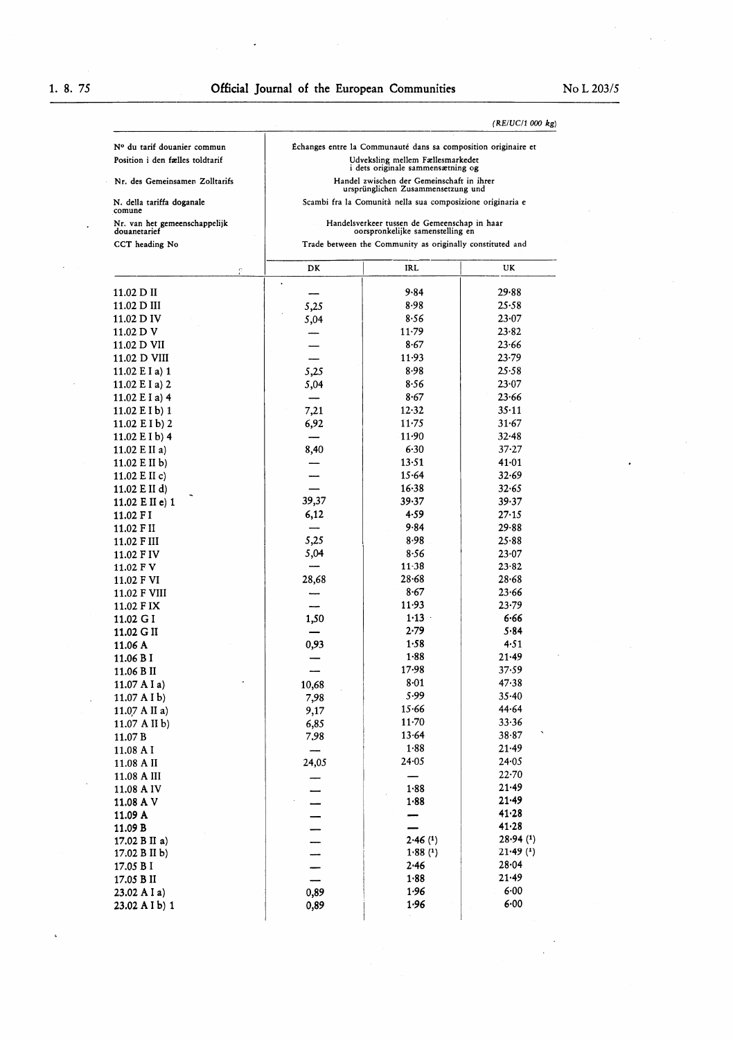(RE/UC/1 000 kg)

| Nº du tarif douanier commun<br>Position i den fælles toldtarif<br>Nr. des Gemeinsamen Zolltarifs<br>N. della tariffa doganale comune<br>Nr. van het gemeenschappelijk douanetarief<br>CCT heading No | Échanges entre la Communauté dans sa composition originaire et<br>Udveksling mellem Fællesmarkedet i dets originale sammensætning og<br>Handel zwischen der Gemeinschaft in ihrer ursprünglichen Zusammensetzung und<br>Scambi fra la Comunità nella sua composizione originaria e<br>Handelsverkeer tussen de Gemeenschap in haar oorspronkelijke samenstelling en<br>Trade between the Community as originally constituted and | | |
|---|---|---|---|
| | DK | IRL | UK |
| 11.02 D II | — | 9·84 | 29·88 |
| 11.02 D III | 5,25 | 8·98 | 25·58 |
| 11.02 D IV | 5,04 | 8·56 | 23·07 |
| 11.02 D V | — | 11·79 | 23·82 |
| 11.02 D VII | — | 8·67 | 23·66 |
| 11.02 D VIII | — | 11·93 | 23·79 |
| 11.02 E I a) 1 | 5,25 | 8·98 | 25·58 |
| 11.02 E I a) 2 | 5,04 | 8·56 | 23·07 |
| 11.02 E I a) 4 | — | 8·67 | 23·66 |
| 11.02 E I b) 1 | 7,21 | 12·32 | 35·11 |
| 11.02 E I b) 2 | 6,92 | 11·75 | 31·67 |
| 11.02 E I b) 4 | — | 11·90 | 32·48 |
| 11.02 E II a) | 8,40 | 6·30 | 37·27 |
| 11.02 E II b) | — | 13·51 | 41·01 |
| 11.02 E II c) | — | 15·64 | 32·69 |
| 11.02 E II d) | — | 16·38 | 32·65 |
| 11.02 E II e) 1 | 39,37 | 39·37 | 39·37 |
| 11.02 F I | 6,12 | 4·59 | 27·15 |
| 11.02 F II | — | 9·84 | 29·88 |
| 11.02 F III | 5,25 | 8·98 | 25·88 |
| 11.02 F IV | 5,04 | 8·56 | 23·07 |
| 11.02 F V | — | 11·38 | 23·82 |
| 11.02 F VI | 28,68 | 28·68 | 28·68 |
| 11.02 F VIII | — | 8·67 | 23·66 |
| 11.02 F IX | — | 11·93 | 23·79 |
| 11.02 G I | 1,50 | 1·13 | 6·66 |
| 11.02 G II | — | 2·79 | 5·84 |
| 11.06 A | 0,93 | 1·58 | 4·51 |
| 11.06 B I | — | 1·88 | 21·49 |
| 11.06 B II | — | 17·98 | 37·59 |
| 11.07 A I a) | 10,68 | 8·01 | 47·38 |
| 11.07 A I b) | 7,98 | 5·99 | 35·40 |
| 11.07 A II a) | 9,17 | 15·66 | 44·64 |
| 11.07 A II b) | 6,85 | 11·70 | 33·36 |
| 11.07 B | 7,98 | 13·64 | 38·87 |
| 11.08 A I | — | 1·88 | 21·49 |
| 11.08 A II | 24,05 | 24·05 | 24·05 |
| 11.08 A III | — | — | 22·70 |
| 11.08 A IV | — | 1·88 | 21·49 |
| 11.08 A V | — | 1·88 | 21·49 |
| 11.09 A | — | — | 41·28 |
| 11.09 B | — | — | 41·28 |
| 17.02 B II a) | — | 2·46 (1) | 28·94 (1) |
| 17.02 B II b) | — | 1·88 (1) | 21·49 (1) |
| 17.05 B I | — | 2·46 | 28·04 |
| 17.05 B II | — | 1·88 | 21·49 |
| 23.02 A I a) | 0,89 | 1·96 | 6·00 |
| 23.02 A I b) 1 | 0,89 | 1·96 | 6·00 |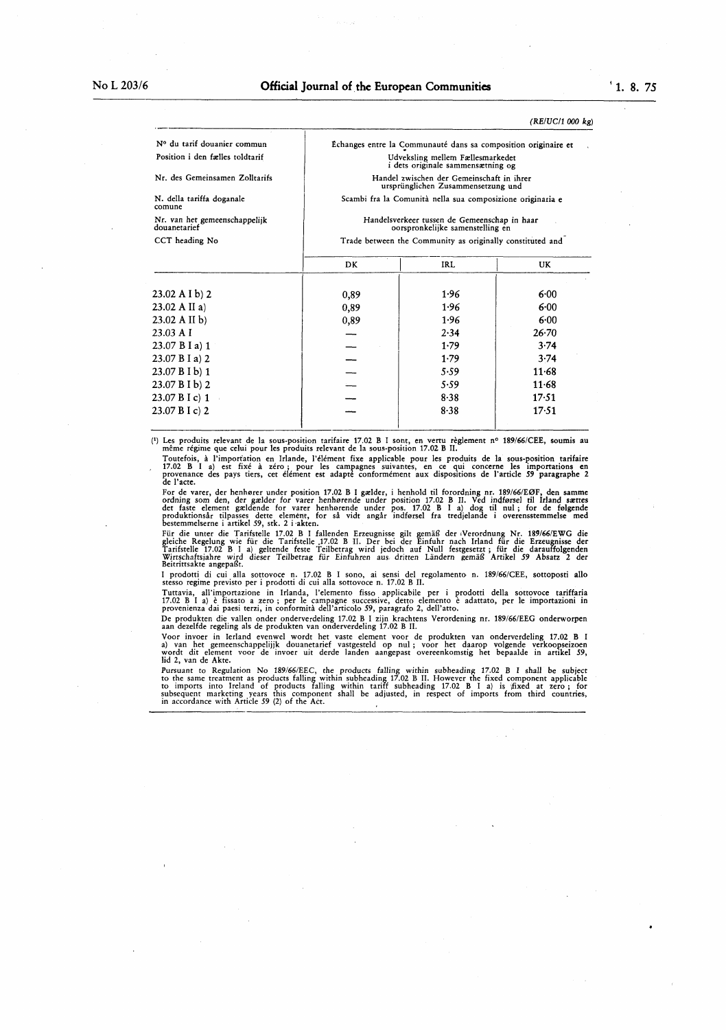(RE/UC/1 000 kg)

| Nº du tarif douanier commun<br>Position i den fælles toldtarif<br>Nr. des Gemeinsamen Zolltarifs<br>N. della tariffa doganale comune<br>Nr. van het gemeenschappelijk douanetarief<br>CCT heading No | Échanges entre la Communauté dans sa composition originaire et<br>Udveksling mellem Fællesmarkedet i dets originale sammensætning og<br>Handel zwischen der Gemeinschaft in ihrer ursprünglichen Zusammensetzung und<br>Scambi fra la Comunità nella sua composizione originaria e<br>Handelsverkeer tussen de Gemeenschap in haar oorspronkelijke samenstelling en<br>Trade between the Community as originally constituted and | | |
|---|---|---|---|
| | DK | IRL | UK |
| 23.02 A I b) 2 | 0,89 | 1·96 | 6·00 |
| 23.02 A II a) | 0,89 | 1·96 | 6·00 |
| 23.02 A II b) | 0,89 | 1·96 | 6·00 |
| 23.03 A I | — | 2·34 | 26·70 |
| 23.07 B I a) 1 | — | 1·79 | 3·74 |
| 23.07 B I a) 2 | — | 1·79 | 3·74 |
| 23.07 B I b) 1 | — | 5·59 | 11·68 |
| 23.07 B I b) 2 | — | 5·59 | 11·68 |
| 23.07 B I c) 1 | — | 8·38 | 17·51 |
| 23.07 B I c) 2 | — | 8·38 | 17·51 |

(1) Les produits relevant de la sous-position tarifaire 17.02 B I sont, en vertu règlement nº 189/66/CEE, soumis au même régime que celui pour les produits relevant de la sous-position 17.02 B II.

Toutefois, à l'importation en Irlande, l'élément fixe applicable pour les produits de la sous-position tarifaire 17.02 B I a) est fixé à zéro ; pour les campagnes suivantes, en ce qui concerne les importations en provenance des pays tiers, cet élément est adapté conformément aux dispositions de l'article 59 paragraphe 2 de l'acte.

For de varer, der henhører under position 17.02 B I gælder, i henhold til forordning nr. 189/66/EØF, den samme ordning som den, der gælder for varer henhørende under position 17.02 B II. Ved indførsel til Irland sættes det faste element gældende for varer henhørende under pos. 17.02 B I a) dog til nul ; for de følgende produktionsår tilpasses dette element, for så vidt angår indførsel fra tredjelande i overensstemmelse med bestemmelserne i artikel 59, stk. 2 i akten.

Für die unter die Tarifstelle 17.02 B I fallenden Erzeugnisse gilt gemäß der Verordnung Nr. 189/66/EWG die gleiche Regelung wie für die Tarifstelle 17.02 B II. Der bei der Einfuhr nach Irland für die Erzeugnisse der Tarifstelle 17.02 B I a) geltende feste Teilbetrag wird jedoch auf Null festgesetzt ; für die darauffolgenden Wirtschaftsjahre wird dieser Teilbetrag für Einfuhren aus dritten Ländern gemäß Artikel 59 Absatz 2 der Beitrittsakte angepaßt.

I prodotti di cui alla sottovoce n. 17.02 B I sono, ai sensi del regolamento n. 189/66/CEE, sottoposti allo stesso regime previsto per i prodotti di cui alla sottovoce n. 17.02 B II.

Tuttavia, all'importazione in Irlanda, l'elemento fisso applicabile per i prodotti della sottovoce tariffaria 17.02 B I a) è fissato a zero ; per le campagne successive, detto elemento è adattato, per le importazioni in provenienza dai paesi terzi, in conformità dell'articolo 59, paragrafo 2, dell'atto.

De produkten die vallen onder onderverdeling 17.02 B I zijn krachtens Verordening nr. 189/66/EEG onderworpen aan dezelfde regeling als de produkten van onderverdeling 17.02 B II.

Voor invoer in Ierland evenwel wordt het vaste element voor de produkten van onderverdeling 17.02 B I a) van het gemeenschappelijk douanetarief vastgesteld op nul ; voor het daarop volgende verkoopseizoen wordt dit element voor de invoer uit derde landen aangepast overeenkomstig het bepaalde in artikel 59, lid 2, van de Akte.

Pursuant to Regulation No 189/66/EEC, the products falling within subheading 17.02 B I shall be subject to the same treatment as products falling within subheading 17.02 B II. However the fixed component applicable to imports into Ireland of products falling within tariff subheading 17.02 B I a) is fixed at zero ; for subsequent marketing years this component shall be adjusted, in respect of imports from third countries, in accordance with Article 59 (2) of the Act.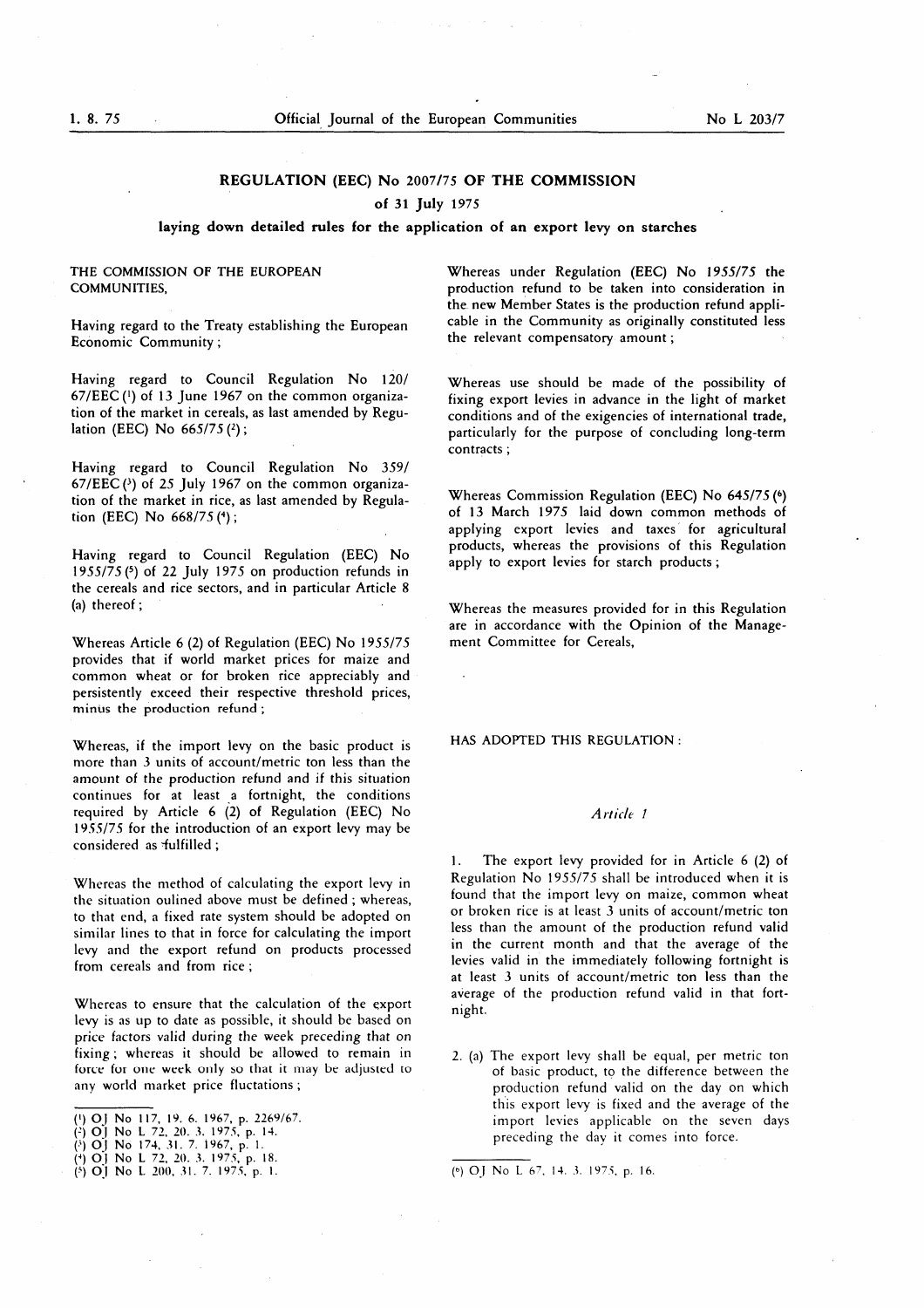## REGULATION (EEC) No 2007/75 OF THE COMMISSION

### of 31 July 1975

### laying down detailed rules for the application of an export levy on starches

THE COMMISSION OF THE EUROPEAN COMMUNITIES,

Having regard to the Treaty establishing the European Economic Community;

Having regard to Council Regulation No 120/67/EEC (1) of 13 June 1967 on the common organization of the market in cereals, as last amended by Regulation (EEC) No 665/75 (2);

Having regard to Council Regulation No 359/67/EEC (3) of 25 July 1967 on the common organization of the market in rice, as last amended by Regulation (EEC) No 668/75 (4);

Having regard to Council Regulation (EEC) No 1955/75 (5) of 22 July 1975 on production refunds in the cereals and rice sectors, and in particular Article 8 (a) thereof;

Whereas Article 6 (2) of Regulation (EEC) No 1955/75 provides that if world market prices for maize and common wheat or for broken rice appreciably and persistently exceed their respective threshold prices, minus the production refund;

Whereas, if the import levy on the basic product is more than 3 units of account/metric ton less than the amount of the production refund and if this situation continues for at least a fortnight, the conditions required by Article 6 (2) of Regulation (EEC) No 1955/75 for the introduction of an export levy may be considered as fulfilled;

Whereas the method of calculating the export levy in the situation oulined above must be defined; whereas, to that end, a fixed rate system should be adopted on similar lines to that in force for calculating the import levy and the export refund on products processed from cereals and from rice;

Whereas to ensure that the calculation of the export levy is as up to date as possible, it should be based on price factors valid during the week preceding that on fixing; whereas it should be allowed to remain in force for one week only so that it may be adjusted to any world market price fluctuations;

Whereas under Regulation (EEC) No 1955/75 the production refund to be taken into consideration in the new Member States is the production refund applicable in the Community as originally constituted less the relevant compensatory amount;

Whereas use should be made of the possibility of fixing export levies in advance in the light of market conditions and of the exigencies of international trade, particularly for the purpose of concluding long-term contracts;

Whereas Commission Regulation (EEC) No 645/75 (6) of 13 March 1975 laid down common methods of applying export levies and taxes for agricultural products, whereas the provisions of this Regulation apply to export levies for starch products;

Whereas the measures provided for in this Regulation are in accordance with the Opinion of the Management Committee for Cereals,

HAS ADOPTED THIS REGULATION:

*Article 1*

1. The export levy provided for in Article 6 (2) of Regulation No 1955/75 shall be introduced when it is found that the import levy on maize, common wheat or broken rice is at least 3 units of account/metric ton less than the amount of the production refund valid in the current month and that the average of the levies valid in the immediately following fortnight is at least 3 units of account/metric ton less than the average of the production refund valid in that fortnight.

2. (a) The export levy shall be equal, per metric ton of basic product, to the difference between the production refund valid on the day on which this export levy is fixed and the average of the import levies applicable on the seven days preceding the day it comes into force.

(1) OJ No 117, 19. 6. 1967, p. 2269/67.
(2) OJ No L 72, 20. 3. 1975, p. 14.
(3) OJ No 174, 31. 7. 1967, p. 1.
(4) OJ No L 72, 20. 3. 1975, p. 18.
(5) OJ No L 200, 31. 7. 1975, p. 1.
(6) OJ No L 67, 14. 3. 1975, p. 16.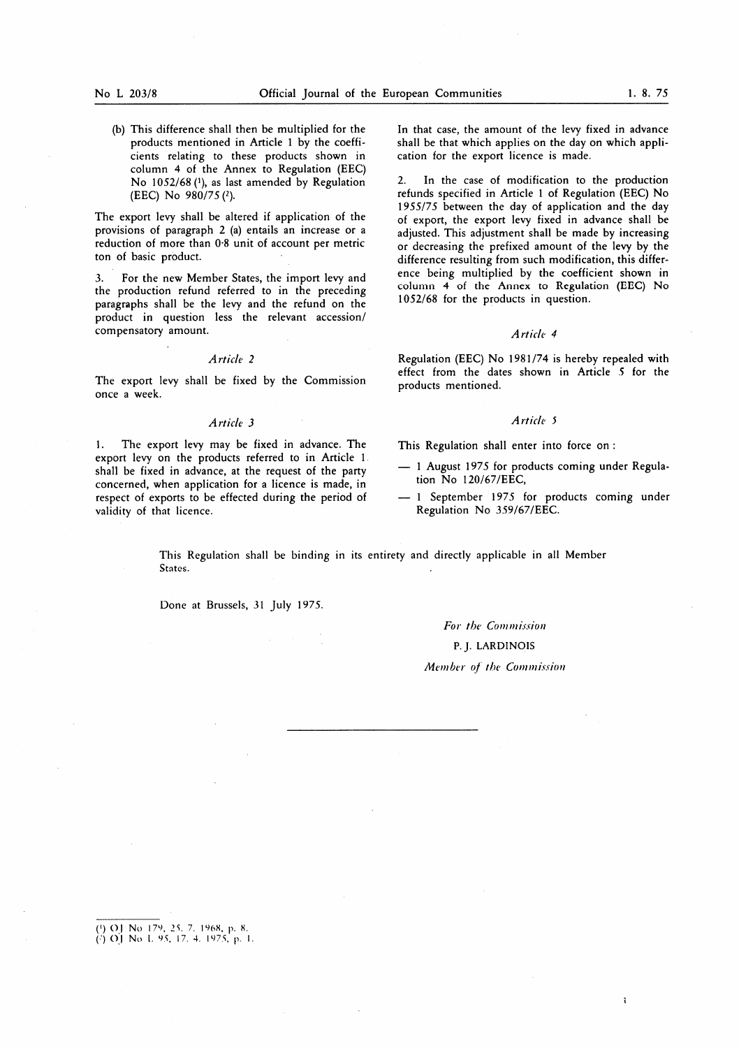(b) This difference shall then be multiplied for the products mentioned in Article 1 by the coefficients relating to these products shown in column 4 of the Annex to Regulation (EEC) No 1052/68 [1], as last amended by Regulation (EEC) No 980/75 [2].

The export levy shall be altered if application of the provisions of paragraph 2 (a) entails an increase or a reduction of more than 0·8 unit of account per metric ton of basic product.

3. For the new Member States, the import levy and the production refund referred to in the preceding paragraphs shall be the levy and the refund on the product in question less the relevant accession/compensatory amount.

*Article 2*

The export levy shall be fixed by the Commission once a week.

*Article 3*

1. The export levy may be fixed in advance. The export levy on the products referred to in Article 1 shall be fixed in advance, at the request of the party concerned, when application for a licence is made, in respect of exports to be effected during the period of validity of that licence.

In that case, the amount of the levy fixed in advance shall be that which applies on the day on which application for the export licence is made.

2. In the case of modification to the production refunds specified in Article 1 of Regulation (EEC) No 1955/75 between the day of application and the day of export, the export levy fixed in advance shall be adjusted. This adjustment shall be made by increasing or decreasing the prefixed amount of the levy by the difference resulting from such modification, this difference being multiplied by the coefficient shown in column 4 of the Annex to Regulation (EEC) No 1052/68 for the products in question.

*Article 4*

Regulation (EEC) No 1981/74 is hereby repealed with effect from the dates shown in Article 5 for the products mentioned.

*Article 5*

This Regulation shall enter into force on:

— 1 August 1975 for products coming under Regulation No 120/67/EEC,

— 1 September 1975 for products coming under Regulation No 359/67/EEC.

This Regulation shall be binding in its entirety and directly applicable in all Member States.

Done at Brussels, 31 July 1975.

*For the Commission*

P. J. LARDINOIS

*Member of the Commission*

---

[1] OJ No 179, 25. 7. 1968, p. 8.
[2] OJ No L 95, 17. 4. 1975, p. 1.